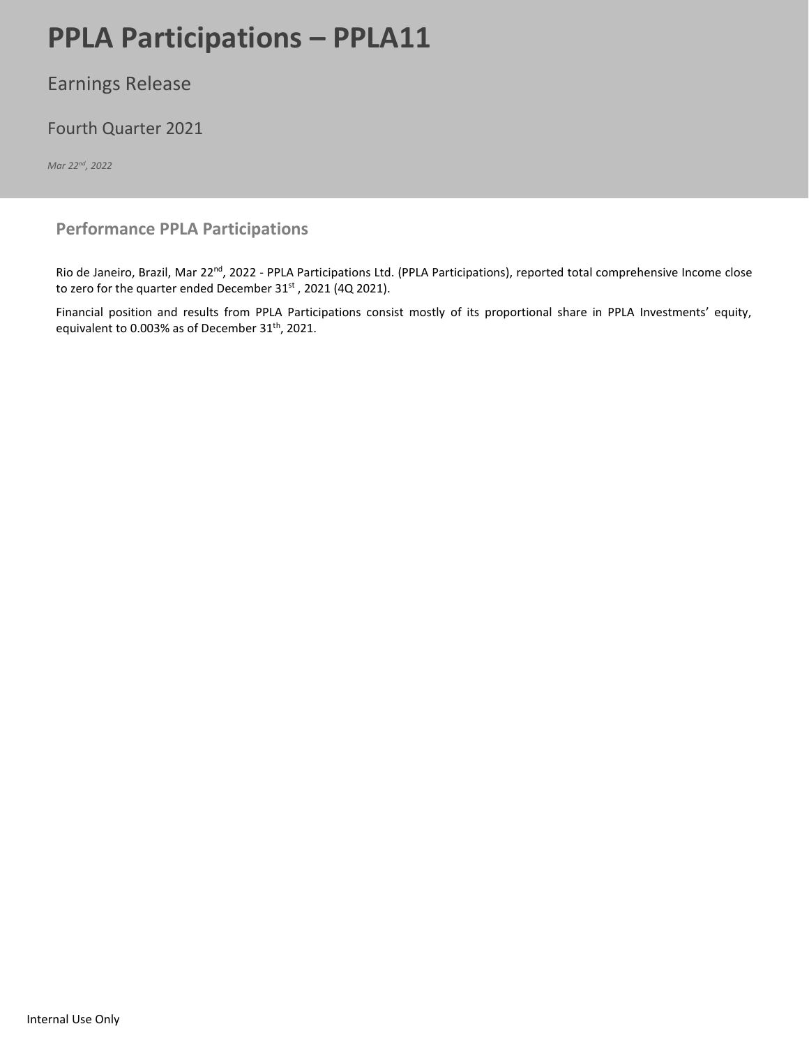# PPLA Participations – PPLA11

## Earnings Release

## Fourth Quarter 2021

*Mar 22nd, 2022*

### Performance PPLA Participations

Rio de Janeiro, Brazil, Mar 22nd, 2022 - PPLA Participations Ltd. (PPLA Participations), reported total comprehensive Income close to zero for the quarter ended December 31st , 2021 (4Q 2021).

Financial position and results from PPLA Participations consist mostly of its proportional share in PPLA Investments' equity, equivalent to 0.003% as of December 31th, 2021.

Internal Use Only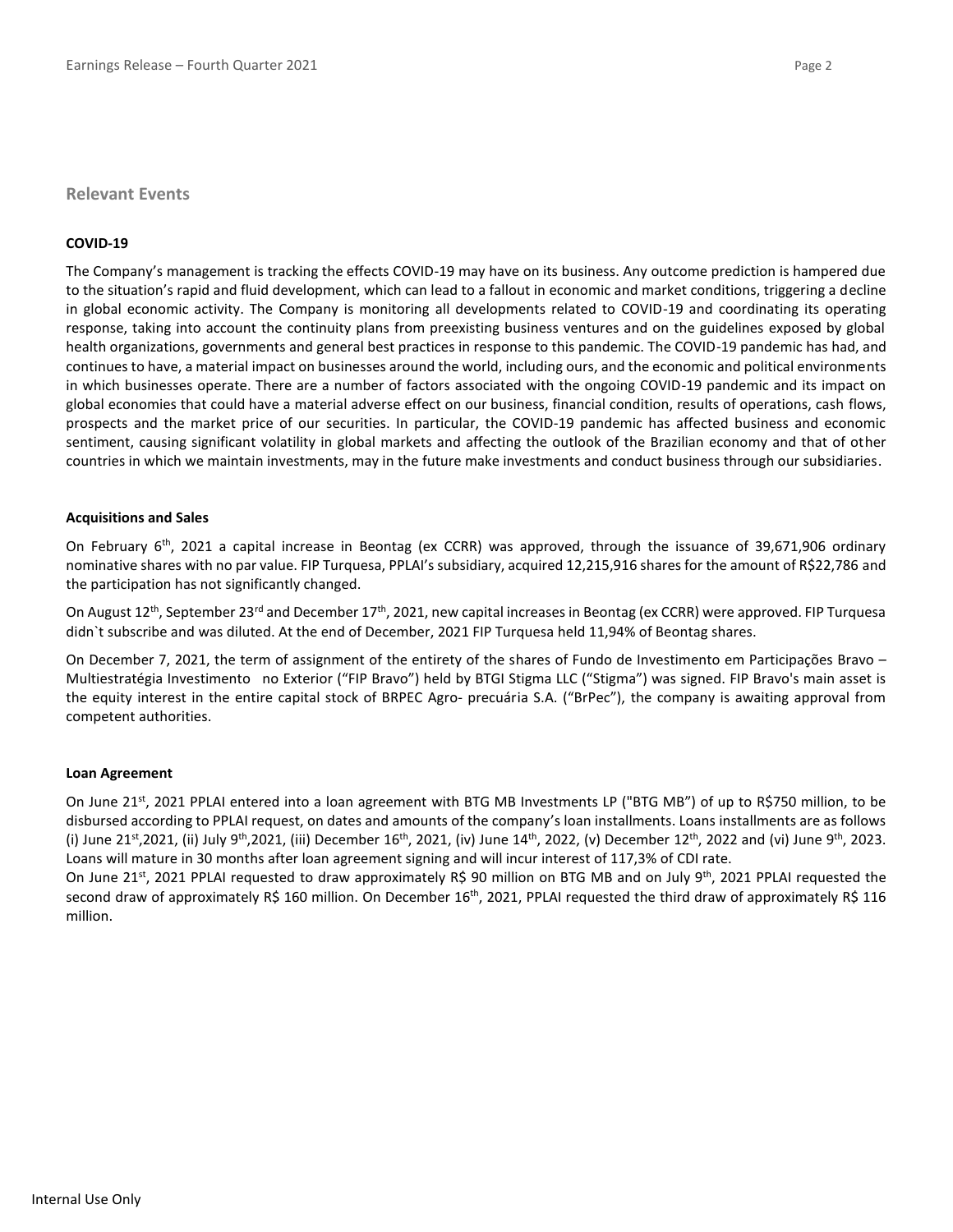## Relevant Events

**COVID-19**

The Company's management is tracking the effects COVID-19 may have on its business. Any outcome prediction is hampered due to the situation's rapid and fluid development, which can lead to a fallout in economic and market conditions, triggering a decline in global economic activity. The Company is monitoring all developments related to COVID-19 and coordinating its operating response, taking into account the continuity plans from preexisting business ventures and on the guidelines exposed by global health organizations, governments and general best practices in response to this pandemic. The COVID-19 pandemic has had, and continues to have, a material impact on businesses around the world, including ours, and the economic and political environments in which businesses operate. There are a number of factors associated with the ongoing COVID-19 pandemic and its impact on global economies that could have a material adverse effect on our business, financial condition, results of operations, cash flows, prospects and the market price of our securities. In particular, the COVID-19 pandemic has affected business and economic sentiment, causing significant volatility in global markets and affecting the outlook of the Brazilian economy and that of other countries in which we maintain investments, may in the future make investments and conduct business through our subsidiaries.

**Acquisitions and Sales**

On February 6th, 2021 a capital increase in Beontag (ex CCRR) was approved, through the issuance of 39,671,906 ordinary nominative shares with no par value. FIP Turquesa, PPLAI's subsidiary, acquired 12,215,916 shares for the amount of R$22,786 and the participation has not significantly changed.

On August 12th, September 23rd and December 17th, 2021, new capital increases in Beontag (ex CCRR) were approved. FIP Turquesa didn`t subscribe and was diluted. At the end of December, 2021 FIP Turquesa held 11,94% of Beontag shares.

On December 7, 2021, the term of assignment of the entirety of the shares of Fundo de Investimento em Participações Bravo – Multiestratégia Investimento no Exterior ("FIP Bravo") held by BTGI Stigma LLC ("Stigma") was signed. FIP Bravo's main asset is the equity interest in the entire capital stock of BRPEC Agro- precuária S.A. ("BrPec"), the company is awaiting approval from competent authorities.

**Loan Agreement**

On June 21st, 2021 PPLAI entered into a loan agreement with BTG MB Investments LP ("BTG MB") of up to R$750 million, to be disbursed according to PPLAI request, on dates and amounts of the company's loan installments. Loans installments are as follows (i) June 21st,2021, (ii) July 9th,2021, (iii) December 16th, 2021, (iv) June 14th, 2022, (v) December 12th, 2022 and (vi) June 9th, 2023. Loans will mature in 30 months after loan agreement signing and will incur interest of 117,3% of CDI rate.

On June 21st, 2021 PPLAI requested to draw approximately R$ 90 million on BTG MB and on July 9th, 2021 PPLAI requested the second draw of approximately R$ 160 million. On December 16th, 2021, PPLAI requested the third draw of approximately R$ 116 million.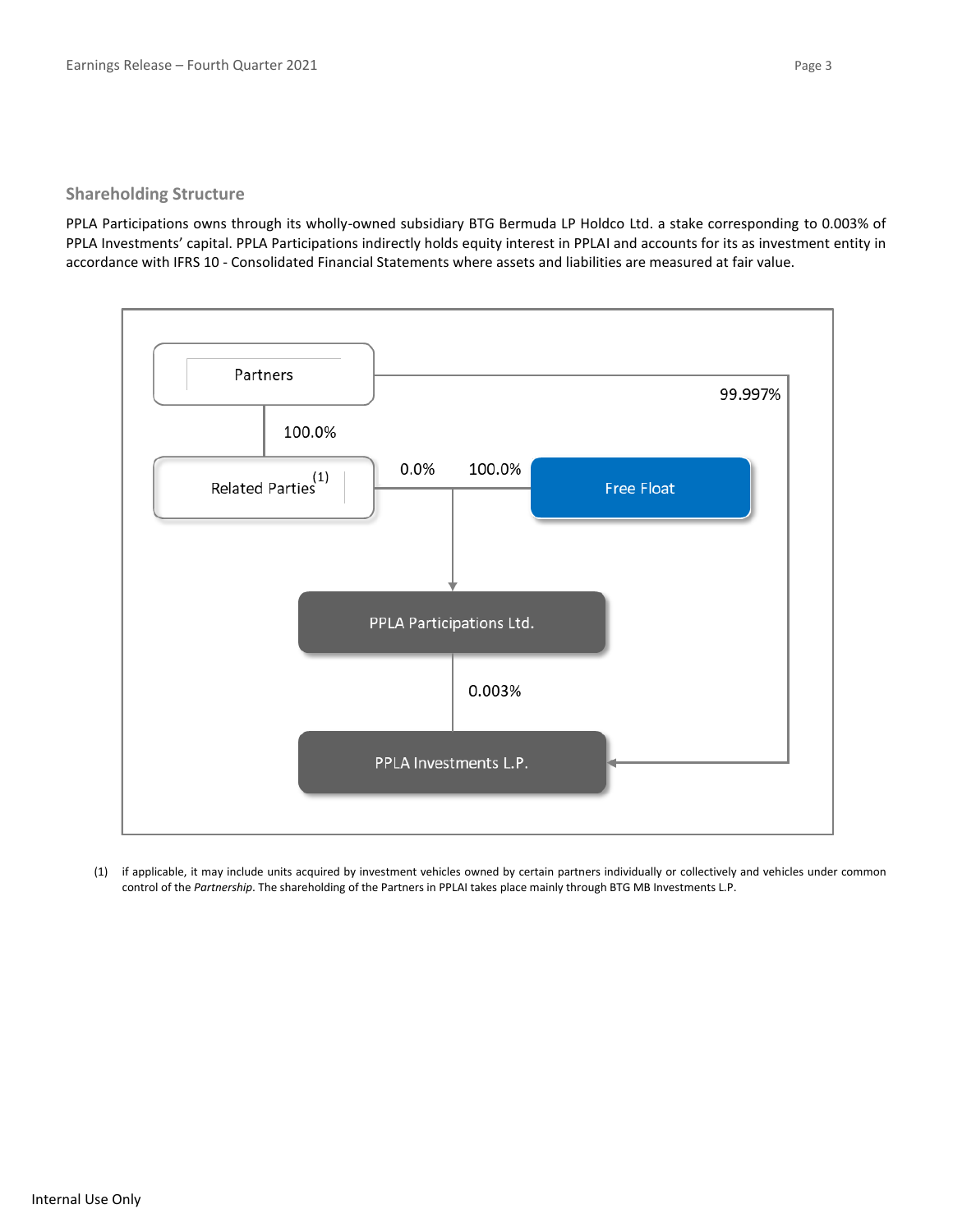## Shareholding Structure

PPLA Participations owns through its wholly-owned subsidiary BTG Bermuda LP Holdco Ltd. a stake corresponding to 0.003% of PPLA Investments' capital. PPLA Participations indirectly holds equity interest in PPLAI and accounts for its as investment entity in accordance with IFRS 10 - Consolidated Financial Statements where assets and liabilities are measured at fair value.

Partners

100.0%

Related Parties[1]

0.0%

100.0%

Free Float

99.997%

PPLA Participations Ltd.

0.003%

PPLA Investments L.P.

(1) if applicable, it may include units acquired by investment vehicles owned by certain partners individually or collectively and vehicles under common control of the *Partnership*. The shareholding of the Partners in PPLAI takes place mainly through BTG MB Investments L.P.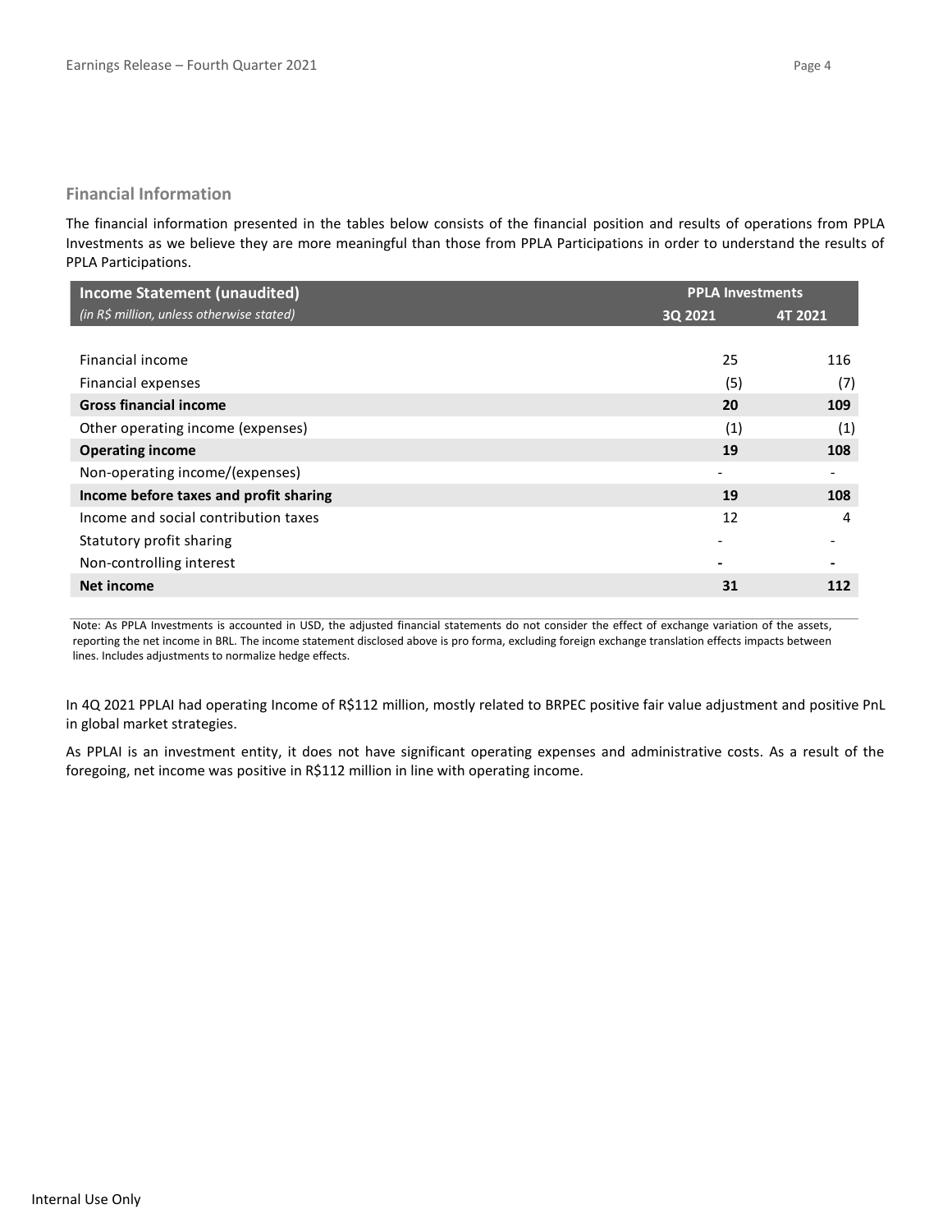## Financial Information

The financial information presented in the tables below consists of the financial position and results of operations from PPLA Investments as we believe they are more meaningful than those from PPLA Participations in order to understand the results of PPLA Participations.

| **Income Statement (unaudited)** | **PPLA Investments** | |
|---|---|---|
| *(in R$ million, unless otherwise stated)* | **3Q 2021** | **4T 2021** |
| Financial income | 25 | 116 |
| Financial expenses | (5) | (7) |
| **Gross financial income** | **20** | **109** |
| Other operating income (expenses) | (1) | (1) |
| **Operating income** | **19** | **108** |
| Non-operating income/(expenses) | - | - |
| **Income before taxes and profit sharing** | **19** | **108** |
| Income and social contribution taxes | 12 | 4 |
| Statutory profit sharing | - | - |
| Non-controlling interest | - | - |
| **Net income** | **31** | **112** |

Note: As PPLA Investments is accounted in USD, the adjusted financial statements do not consider the effect of exchange variation of the assets, reporting the net income in BRL. The income statement disclosed above is pro forma, excluding foreign exchange translation effects impacts between lines. Includes adjustments to normalize hedge effects.

In 4Q 2021 PPLAI had operating Income of R$112 million, mostly related to BRPEC positive fair value adjustment and positive PnL in global market strategies.

As PPLAI is an investment entity, it does not have significant operating expenses and administrative costs. As a result of the foregoing, net income was positive in R$112 million in line with operating income.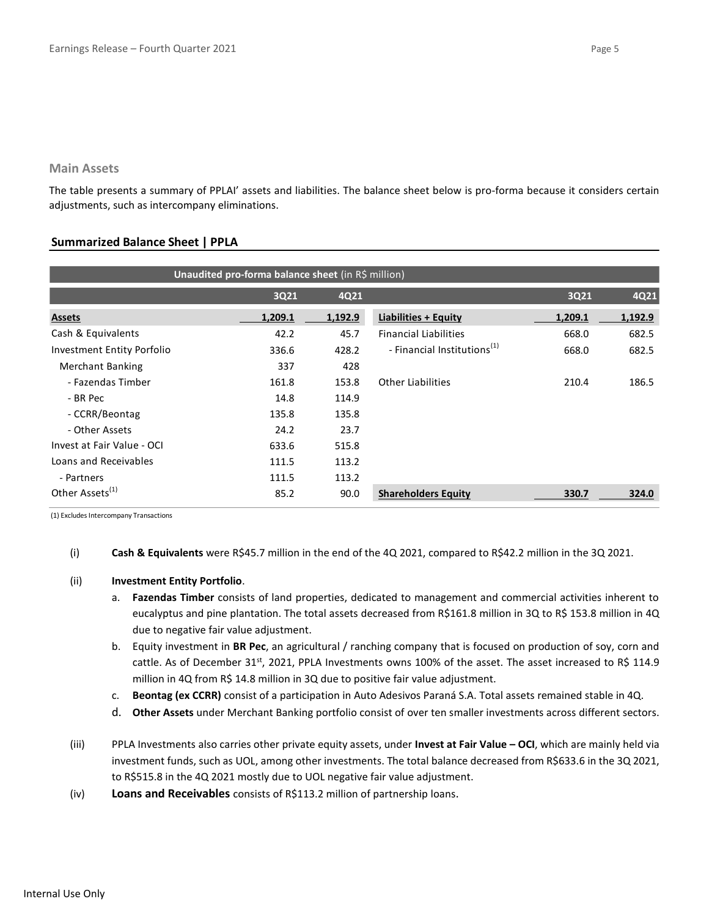## Main Assets

The table presents a summary of PPLAI' assets and liabilities. The balance sheet below is pro-forma because it considers certain adjustments, such as intercompany eliminations.

### Summarized Balance Sheet | PPLA

| Unaudited pro-forma balance sheet (in R$ million) | | | | | |
|---|---|---|---|---|---|
| | 3Q21 | 4Q21 | | 3Q21 | 4Q21 |
| **Assets** | **1,209.1** | **1,192.9** | **Liabilities + Equity** | **1,209.1** | **1,192.9** |
| Cash & Equivalents | 42.2 | 45.7 | Financial Liabilities | 668.0 | 682.5 |
| Investment Entity Porfolio | 336.6 | 428.2 | - Financial Institutions[1] | 668.0 | 682.5 |
| Merchant Banking | 337 | 428 | | | |
| - Fazendas Timber | 161.8 | 153.8 | Other Liabilities | 210.4 | 186.5 |
| - BR Pec | 14.8 | 114.9 | | | |
| - CCRR/Beontag | 135.8 | 135.8 | | | |
| - Other Assets | 24.2 | 23.7 | | | |
| Invest at Fair Value - OCI | 633.6 | 515.8 | | | |
| Loans and Receivables | 111.5 | 113.2 | | | |
| - Partners | 111.5 | 113.2 | | | |
| Other Assets[1] | 85.2 | 90.0 | **Shareholders Equity** | **330.7** | **324.0** |

(1) Excludes Intercompany Transactions

(i) **Cash & Equivalents** were R$45.7 million in the end of the 4Q 2021, compared to R$42.2 million in the 3Q 2021.

(ii) **Investment Entity Portfolio**.

a. **Fazendas Timber** consists of land properties, dedicated to management and commercial activities inherent to eucalyptus and pine plantation. The total assets decreased from R$161.8 million in 3Q to R$ 153.8 million in 4Q due to negative fair value adjustment.

b. Equity investment in **BR Pec**, an agricultural / ranching company that is focused on production of soy, corn and cattle. As of December 31st, 2021, PPLA Investments owns 100% of the asset. The asset increased to R$ 114.9 million in 4Q from R$ 14.8 million in 3Q due to positive fair value adjustment.

c. **Beontag (ex CCRR)** consist of a participation in Auto Adesivos Paraná S.A. Total assets remained stable in 4Q.

d. **Other Assets** under Merchant Banking portfolio consist of over ten smaller investments across different sectors.

(iii) PPLA Investments also carries other private equity assets, under **Invest at Fair Value – OCI**, which are mainly held via investment funds, such as UOL, among other investments. The total balance decreased from R$633.6 in the 3Q 2021, to R$515.8 in the 4Q 2021 mostly due to UOL negative fair value adjustment.

(iv) **Loans and Receivables** consists of R$113.2 million of partnership loans.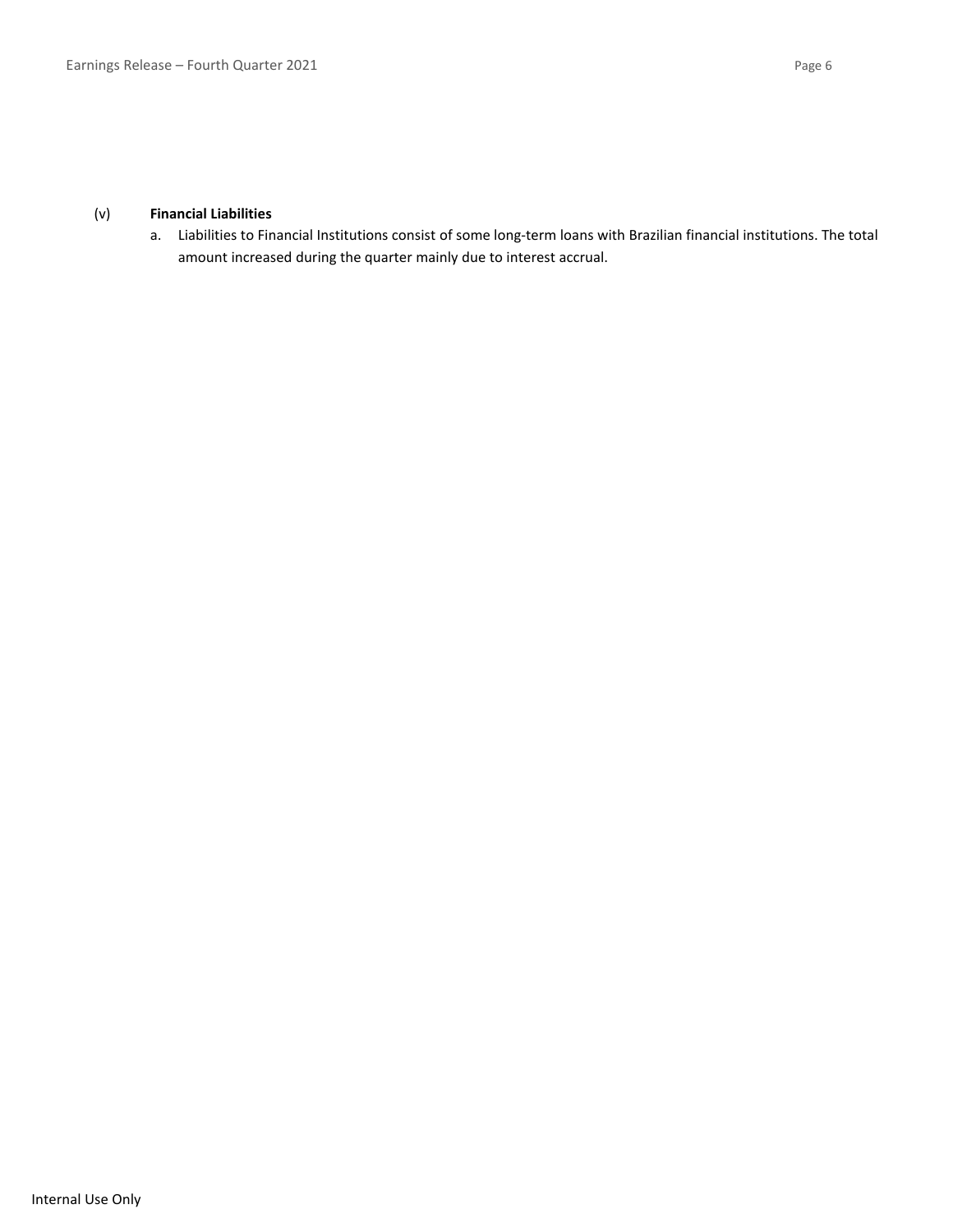(v) **Financial Liabilities**

a. Liabilities to Financial Institutions consist of some long-term loans with Brazilian financial institutions. The total amount increased during the quarter mainly due to interest accrual.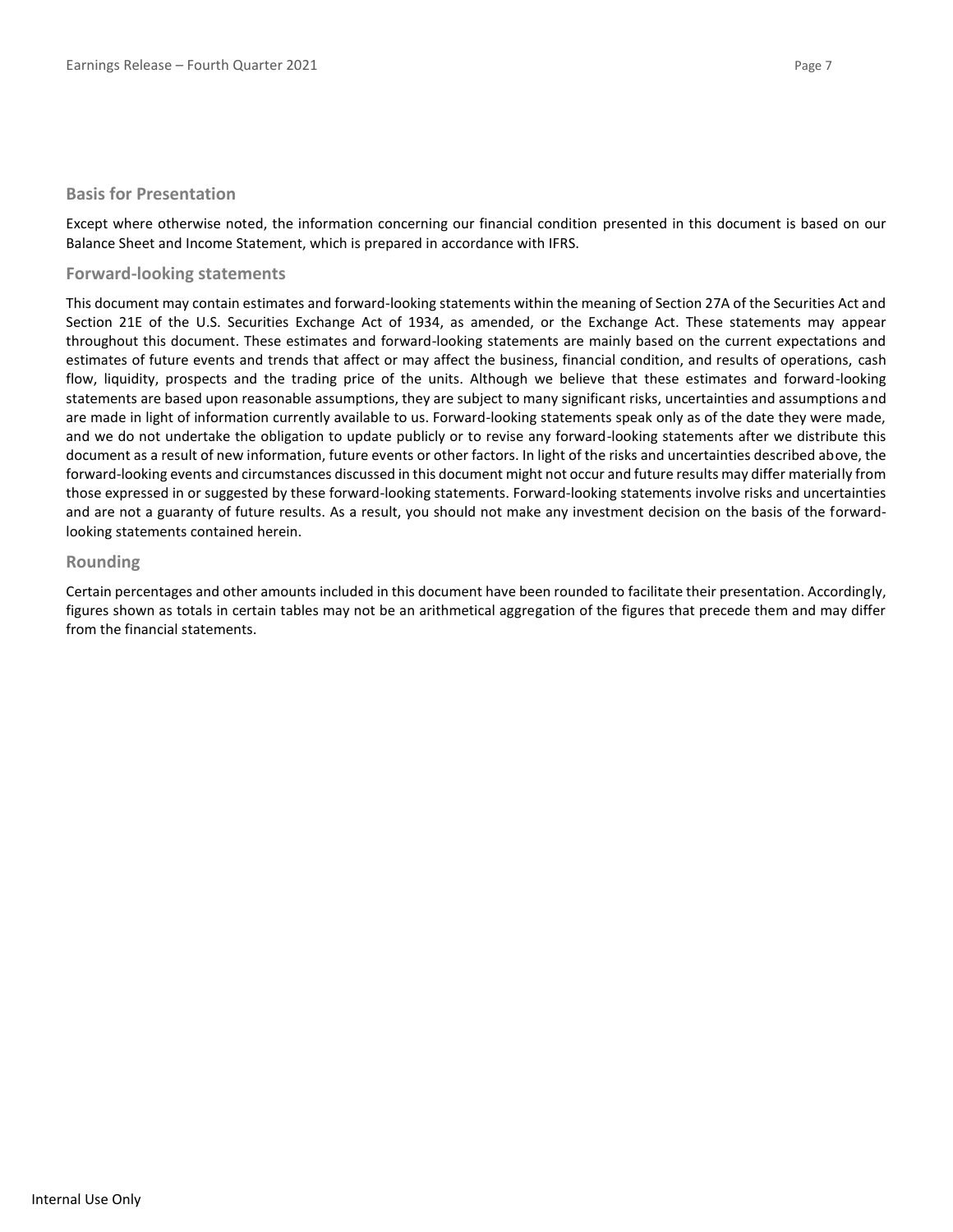## Basis for Presentation

Except where otherwise noted, the information concerning our financial condition presented in this document is based on our Balance Sheet and Income Statement, which is prepared in accordance with IFRS.

## Forward-looking statements

This document may contain estimates and forward-looking statements within the meaning of Section 27A of the Securities Act and Section 21E of the U.S. Securities Exchange Act of 1934, as amended, or the Exchange Act. These statements may appear throughout this document. These estimates and forward-looking statements are mainly based on the current expectations and estimates of future events and trends that affect or may affect the business, financial condition, and results of operations, cash flow, liquidity, prospects and the trading price of the units. Although we believe that these estimates and forward-looking statements are based upon reasonable assumptions, they are subject to many significant risks, uncertainties and assumptions and are made in light of information currently available to us. Forward-looking statements speak only as of the date they were made, and we do not undertake the obligation to update publicly or to revise any forward-looking statements after we distribute this document as a result of new information, future events or other factors. In light of the risks and uncertainties described above, the forward-looking events and circumstances discussed in this document might not occur and future results may differ materially from those expressed in or suggested by these forward-looking statements. Forward-looking statements involve risks and uncertainties and are not a guaranty of future results. As a result, you should not make any investment decision on the basis of the forward-looking statements contained herein.

## Rounding

Certain percentages and other amounts included in this document have been rounded to facilitate their presentation. Accordingly, figures shown as totals in certain tables may not be an arithmetical aggregation of the figures that precede them and may differ from the financial statements.

Internal Use Only